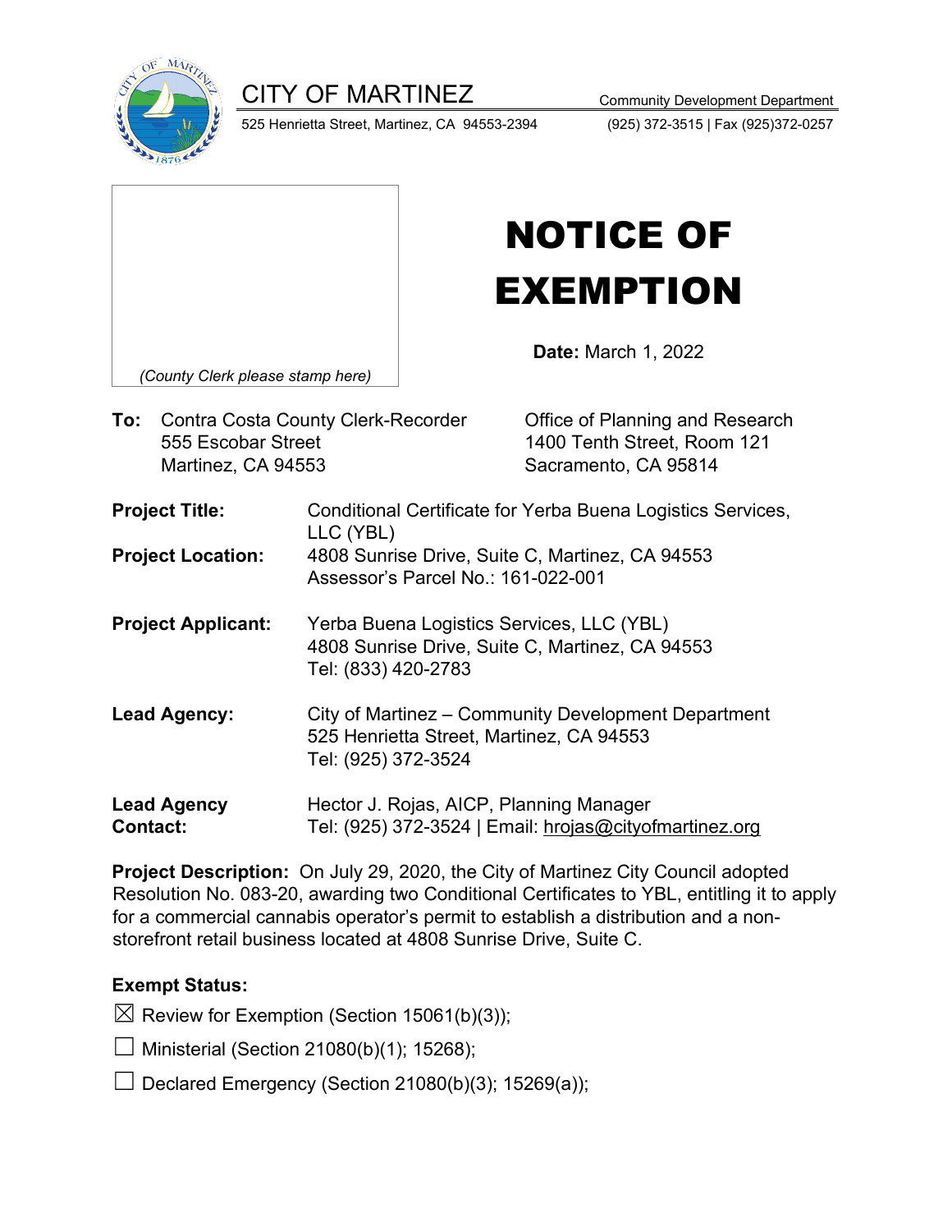CITY OF MARTINEZ

525 Henrietta Street, Martinez, CA 94553-2394

Community Development Department

(925) 372-3515 | Fax (925)372-0257

*(County Clerk please stamp here)*

# NOTICE OF EXEMPTION

**Date:** March 1, 2022

**To:** Contra Costa County Clerk-Recorder
555 Escobar Street
Martinez, CA 94553

Office of Planning and Research
1400 Tenth Street, Room 121
Sacramento, CA 95814

| | |
|---|---|
| **Project Title:** | Conditional Certificate for Yerba Buena Logistics Services, LLC (YBL) |
| **Project Location:** | 4808 Sunrise Drive, Suite C, Martinez, CA 94553<br>Assessor's Parcel No.: 161-022-001 |
| **Project Applicant:** | Yerba Buena Logistics Services, LLC (YBL)<br>4808 Sunrise Drive, Suite C, Martinez, CA 94553<br>Tel: (833) 420-2783 |
| **Lead Agency:** | City of Martinez – Community Development Department<br>525 Henrietta Street, Martinez, CA 94553<br>Tel: (925) 372-3524 |
| **Lead Agency Contact:** | Hector J. Rojas, AICP, Planning Manager<br>Tel: (925) 372-3524 \| Email: hrojas@cityofmartinez.org |

**Project Description:** On July 29, 2020, the City of Martinez City Council adopted Resolution No. 083-20, awarding two Conditional Certificates to YBL, entitling it to apply for a commercial cannabis operator's permit to establish a distribution and a non-storefront retail business located at 4808 Sunrise Drive, Suite C.

**Exempt Status:**

☒ Review for Exemption (Section 15061(b)(3));

☐ Ministerial (Section 21080(b)(1); 15268);

☐ Declared Emergency (Section 21080(b)(3); 15269(a));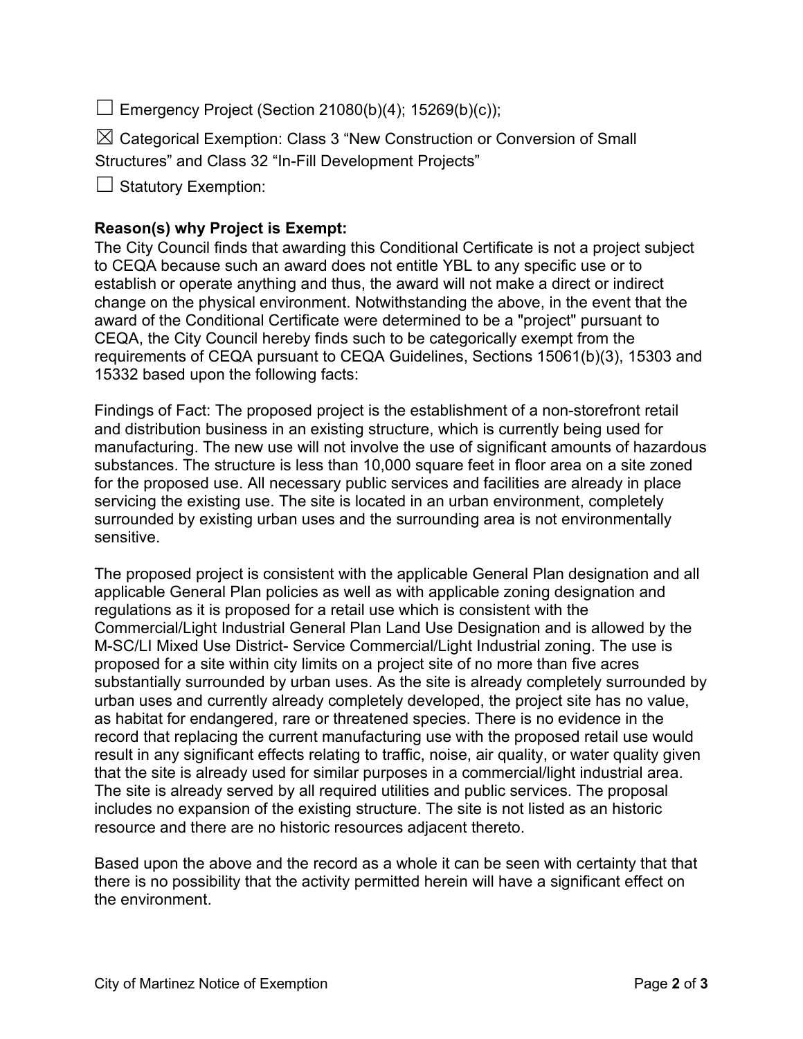☐ Emergency Project (Section 21080(b)(4); 15269(b)(c));

☒ Categorical Exemption: Class 3 “New Construction or Conversion of Small Structures” and Class 32 “In-Fill Development Projects”

☐ Statutory Exemption:

**Reason(s) why Project is Exempt:**
The City Council finds that awarding this Conditional Certificate is not a project subject to CEQA because such an award does not entitle YBL to any specific use or to establish or operate anything and thus, the award will not make a direct or indirect change on the physical environment. Notwithstanding the above, in the event that the award of the Conditional Certificate were determined to be a "project" pursuant to CEQA, the City Council hereby finds such to be categorically exempt from the requirements of CEQA pursuant to CEQA Guidelines, Sections 15061(b)(3), 15303 and 15332 based upon the following facts:

Findings of Fact: The proposed project is the establishment of a non-storefront retail and distribution business in an existing structure, which is currently being used for manufacturing. The new use will not involve the use of significant amounts of hazardous substances. The structure is less than 10,000 square feet in floor area on a site zoned for the proposed use. All necessary public services and facilities are already in place servicing the existing use. The site is located in an urban environment, completely surrounded by existing urban uses and the surrounding area is not environmentally sensitive.

The proposed project is consistent with the applicable General Plan designation and all applicable General Plan policies as well as with applicable zoning designation and regulations as it is proposed for a retail use which is consistent with the Commercial/Light Industrial General Plan Land Use Designation and is allowed by the M-SC/LI Mixed Use District- Service Commercial/Light Industrial zoning. The use is proposed for a site within city limits on a project site of no more than five acres substantially surrounded by urban uses. As the site is already completely surrounded by urban uses and currently already completely developed, the project site has no value, as habitat for endangered, rare or threatened species. There is no evidence in the record that replacing the current manufacturing use with the proposed retail use would result in any significant effects relating to traffic, noise, air quality, or water quality given that the site is already used for similar purposes in a commercial/light industrial area. The site is already served by all required utilities and public services. The proposal includes no expansion of the existing structure. The site is not listed as an historic resource and there are no historic resources adjacent thereto.

Based upon the above and the record as a whole it can be seen with certainty that that there is no possibility that the activity permitted herein will have a significant effect on the environment.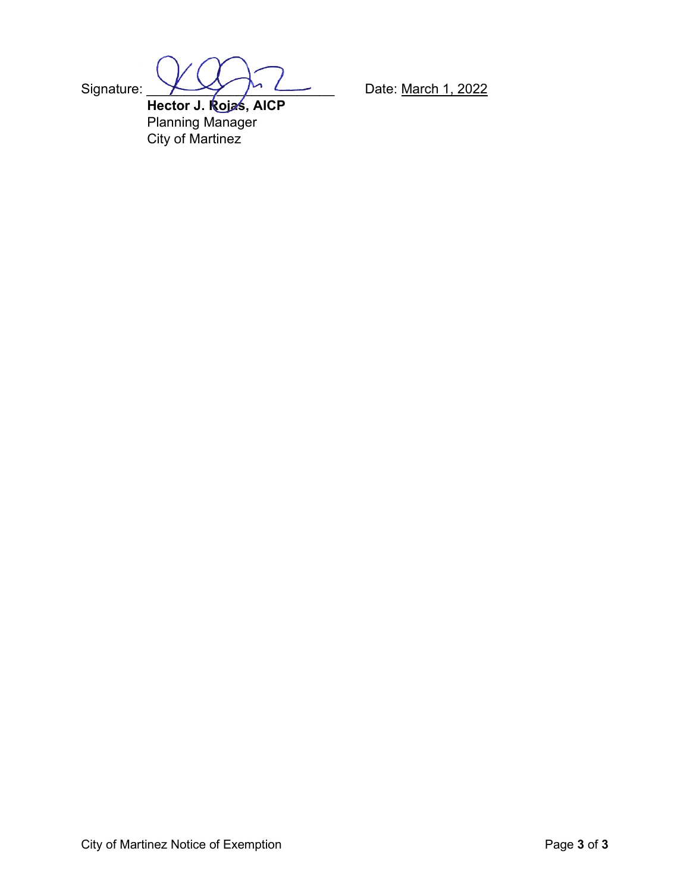Signature: ______________________________ Date: March 1, 2022

**Hector J. Rojas, AICP**
Planning Manager
City of Martinez